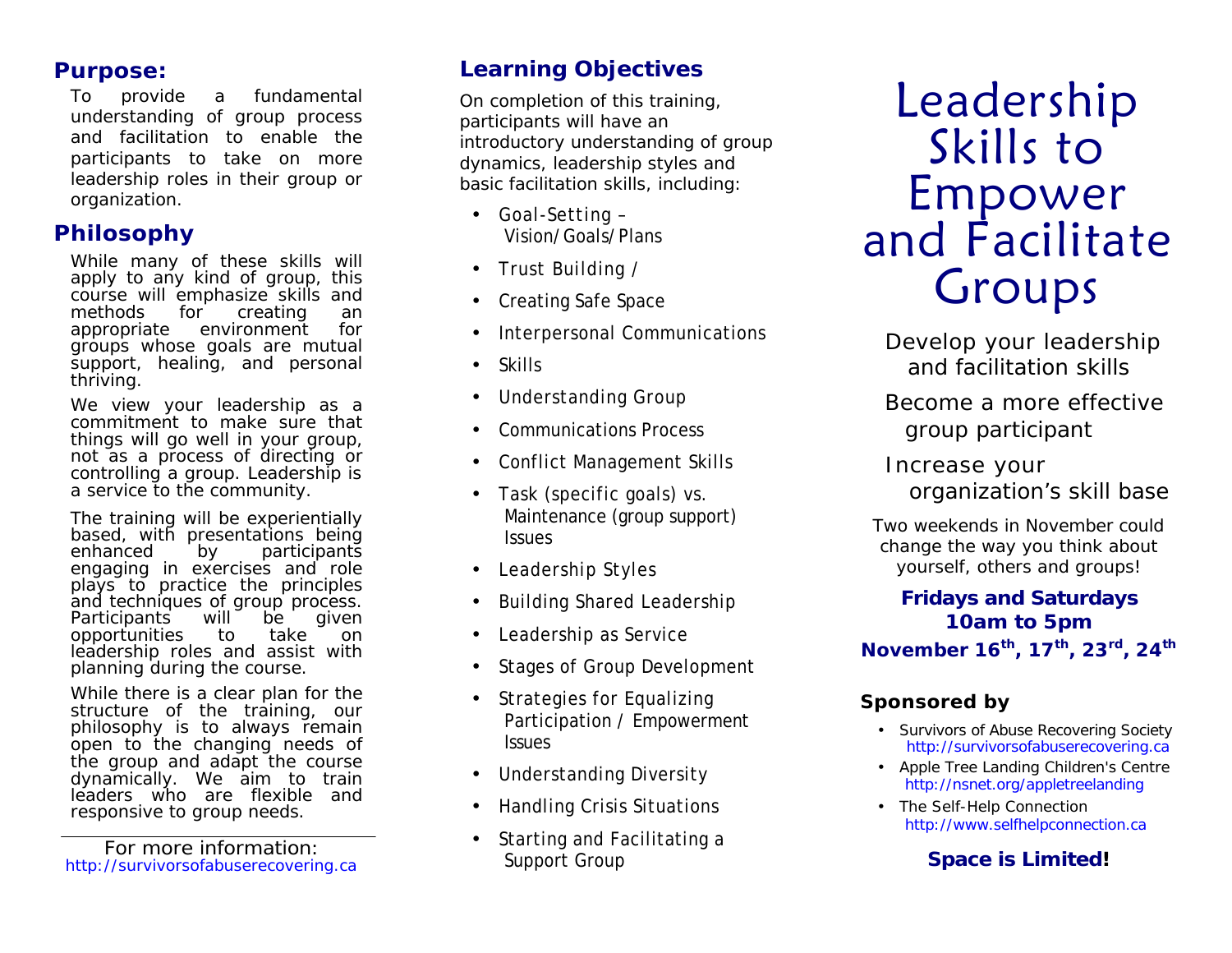## Purpose:

To provide a fundamental understanding of group process and facilitation to enable the participants to take on more leadership roles in their group or organization.

## Philosophy

While many of these skills will apply to any kind of group, this course will emphasize skills and methods for creating an appropriate environment for groups whose goals are mutual support, healing, and personal thriving.

We view your leadership as a commitment to make sure that things will go well in your group, not as a process of directing or controlling a group. Leadership is a service to the community.

The training will be experientially based, with presentations being enhanced by participants engaging in exercises and role plays to practice the principles and techniques of group process. Participants will be given opportunities to take on leadership roles and assist with planning during the course.

While there is a clear plan for the structure of the training, our philosophy is to always remain open to the changing needs of the group and adapt the course dynamically. We aim to train leaders who are flexible and responsive to group needs.

---

For more information:
http://survivorsofabuserecovering.ca

## Learning Objectives

On completion of this training, participants will have an introductory understanding of group dynamics, leadership styles and basic facilitation skills, including:

- Goal-Setting – Vision/Goals/Plans
- Trust Building /
- Creating Safe Space
- Interpersonal Communications
- Skills
- Understanding Group
- Communications Process
- Conflict Management Skills
- Task (specific goals) vs. Maintenance (group support) Issues
- Leadership Styles
- Building Shared Leadership
- Leadership as Service
- Stages of Group Development
- Strategies for Equalizing Participation / Empowerment Issues
- Understanding Diversity
- Handling Crisis Situations
- Starting and Facilitating a Support Group

# Leadership Skills to Empower and Facilitate Groups

Develop your leadership and facilitation skills

Become a more effective group participant

Increase your organization's skill base

Two weekends in November could change the way you think about yourself, others and groups!

**Fridays and Saturdays**
**10am to 5pm**
**November 16th, 17th, 23rd, 24th**

### Sponsored by

- Survivors of Abuse Recovering Society
  http://survivorsofabuserecovering.ca
- Apple Tree Landing Children's Centre
  http://nsnet.org/appletreelanding
- The Self-Help Connection
  http://www.selfhelpconnection.ca

**Space is Limited!**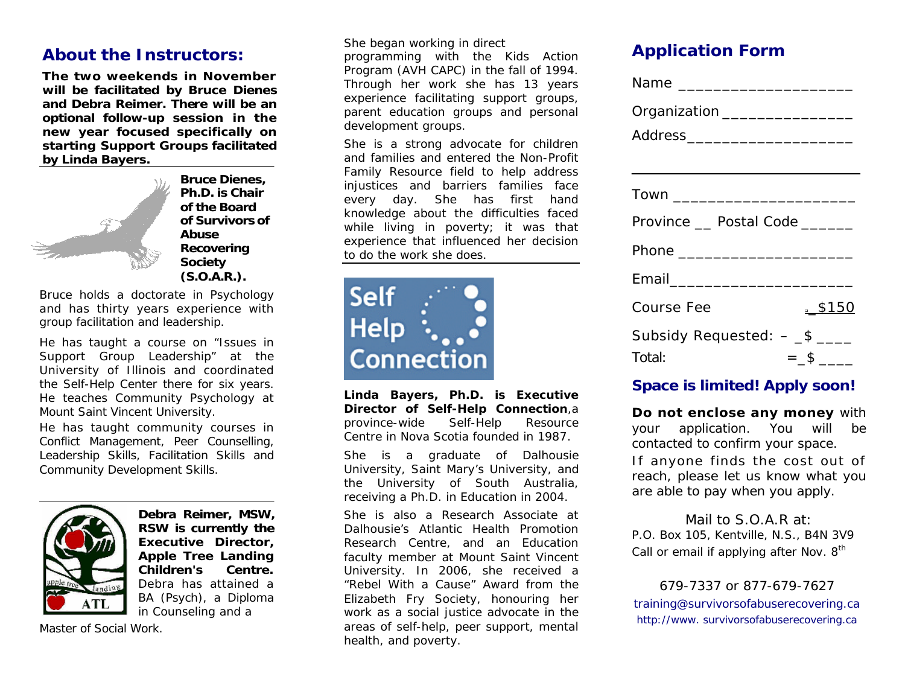## About the Instructors:

**The two weekends in November will be facilitated by Bruce Dienes and Debra Reimer. There will be an optional follow-up session in the new year focused specifically on starting Support Groups facilitated by Linda Bayers.**

**Bruce Dienes, Ph.D. is Chair of the Board of Survivors of Abuse Recovering Society (S.O.A.R.).**

Bruce holds a doctorate in Psychology and has thirty years experience with group facilitation and leadership.

He has taught a course on "Issues in Support Group Leadership" at the University of Illinois and coordinated the Self-Help Center there for six years. He teaches Community Psychology at Mount Saint Vincent University.

He has taught community courses in Conflict Management, Peer Counselling, Leadership Skills, Facilitation Skills and Community Development Skills.

**Debra Reimer, MSW, RSW is currently the Executive Director, Apple Tree Landing Children's Centre.** Debra has attained a BA (Psych), a Diploma in Counseling and a Master of Social Work.

She began working in direct programming with the Kids Action Program (AVH CAPC) in the fall of 1994. Through her work she has 13 years experience facilitating support groups, parent education groups and personal development groups.

She is a strong advocate for children and families and entered the Non-Profit Family Resource field to help address injustices and barriers families face every day. She has first hand knowledge about the difficulties faced while living in poverty; it was that experience that influenced her decision to do the work she does.

**Linda Bayers, Ph.D. is Executive Director of Self-Help Connection**, a province-wide Self-Help Resource Centre in Nova Scotia founded in 1987.

She is a graduate of Dalhousie University, Saint Mary's University, and the University of South Australia, receiving a Ph.D. in Education in 2004.

She is also a Research Associate at Dalhousie's Atlantic Health Promotion Research Centre, and an Education faculty member at Mount Saint Vincent University. In 2006, she received a "Rebel With a Cause" Award from the Elizabeth Fry Society, honouring her work as a social justice advocate in the areas of self-help, peer support, mental health, and poverty.

## Application Form

Name ___________________

Organization _______________

Address___________________

___________________________

Town _____________________

Province __ Postal Code ______

Phone ____________________

Email_____________________

Course Fee $150

Subsidy Requested: – _$ ____

Total: =_$ ____

### Space is limited! Apply soon!

**Do not enclose any money** with your application. You will be contacted to confirm your space.

If anyone finds the cost out of reach, please let us know what you are able to pay when you apply.

Mail to S.O.A.R at:
P.O. Box 105, Kentville, N.S., B4N 3V9
Call or email if applying after Nov. 8th

679-7337 or 877-679-7627
training@survivorsofabuserecovering.ca
http://www. survivorsofabuserecovering.ca